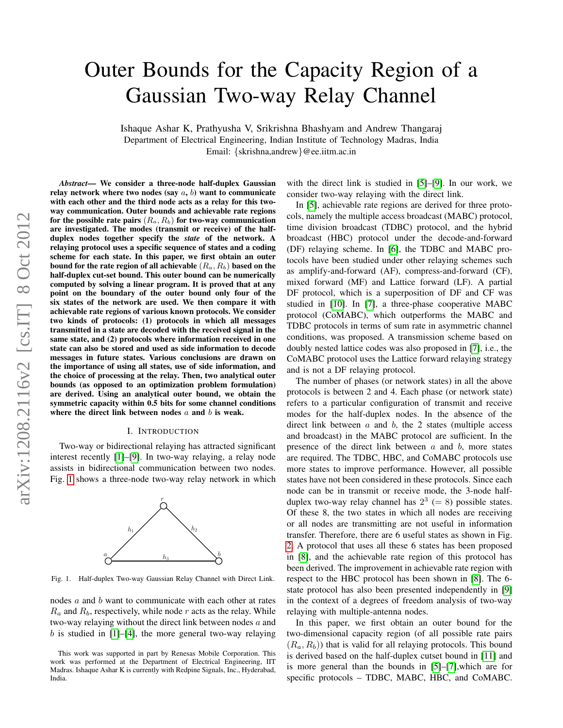# Outer Bounds for the Capacity Region of a Gaussian Two-way Relay Channel

Ishaque Ashar K, Prathyusha V, Srikrishna Bhashyam and Andrew Thangaraj
Department of Electrical Engineering, Indian Institute of Technology Madras, India
Email: {skrishna,andrew}@ee.iitm.ac.in

***Abstract*— We consider a three-node half-duplex Gaussian relay network where two nodes (say $a$, $b$) want to communicate with each other and the third node acts as a relay for this two-way communication. Outer bounds and achievable rate regions for the possible rate pairs $(R_a, R_b)$ for two-way communication are investigated. The modes (transmit or receive) of the half-duplex nodes together specify the *state* of the network. A relaying protocol uses a specific sequence of states and a coding scheme for each state. In this paper, we first obtain an outer bound for the rate region of all achievable $(R_a, R_b)$ based on the half-duplex cut-set bound. This outer bound can be numerically computed by solving a linear program. It is proved that at any point on the boundary of the outer bound only four of the six states of the network are used. We then compare it with achievable rate regions of various known protocols. We consider two kinds of protocols: (1) protocols in which all messages transmitted in a state are decoded with the received signal in the same state, and (2) protocols where information received in one state can also be stored and used as side information to decode messages in future states. Various conclusions are drawn on the importance of using all states, use of side information, and the choice of processing at the relay. Then, two analytical outer bounds (as opposed to an optimization problem formulation) are derived. Using an analytical outer bound, we obtain the symmetric capacity within 0.5 bits for some channel conditions where the direct link between nodes $a$ and $b$ is weak.**

## I. INTRODUCTION

Two-way or bidirectional relaying has attracted significant interest recently [1]–[9]. In two-way relaying, a relay node assists in bidirectional communication between two nodes. Fig. 1 shows a three-node two-way relay network in which nodes $a$ and $b$ want to communicate with each other at rates $R_a$ and $R_b$, respectively, while node $r$ acts as the relay. While two-way relaying without the direct link between nodes $a$ and $b$ is studied in [1]–[4], the more general two-way relaying with the direct link is studied in [5]–[9]. In our work, we consider two-way relaying with the direct link.

Fig. 1. Half-duplex Two-way Gaussian Relay Channel with Direct Link.

In [5], achievable rate regions are derived for three protocols, namely the multiple access broadcast (MABC) protocol, time division broadcast (TDBC) protocol, and the hybrid broadcast (HBC) protocol under the decode-and-forward (DF) relaying scheme. In [6], the TDBC and MABC protocols have been studied under other relaying schemes such as amplify-and-forward (AF), compress-and-forward (CF), mixed forward (MF) and Lattice forward (LF). A partial DF protocol, which is a superposition of DF and CF was studied in [10]. In [7], a three-phase cooperative MABC protocol (CoMABC), which outperforms the MABC and TDBC protocols in terms of sum rate in asymmetric channel conditions, was proposed. A transmission scheme based on doubly nested lattice codes was also proposed in [7], i.e., the CoMABC protocol uses the Lattice forward relaying strategy and is not a DF relaying protocol.

The number of phases (or network states) in all the above protocols is between 2 and 4. Each phase (or network state) refers to a particular configuration of transmit and receive modes for the half-duplex nodes. In the absence of the direct link between $a$ and $b$, the 2 states (multiple access and broadcast) in the MABC protocol are sufficient. In the presence of the direct link between $a$ and $b$, more states are required. The TDBC, HBC, and CoMABC protocols use more states to improve performance. However, all possible states have not been considered in these protocols. Since each node can be in transmit or receive mode, the 3-node half-duplex two-way relay channel has $2^3$ $(= 8)$ possible states. Of these 8, the two states in which all nodes are receiving or all nodes are transmitting are not useful in information transfer. Therefore, there are 6 useful states as shown in Fig. 2. A protocol that uses all these 6 states has been proposed in [8], and the achievable rate region of this protocol has been derived. The improvement in achievable rate region with respect to the HBC protocol has been shown in [8]. The 6-state protocol has also been presented independently in [9] in the context of a degrees of freedom analysis of two-way relaying with multiple-antenna nodes.

In this paper, we first obtain an outer bound for the two-dimensional capacity region (of all possible rate pairs $(R_a, R_b)$) that is valid for all relaying protocols. This bound is derived based on the half-duplex cutset bound in [11] and is more general than the bounds in [5]–[7],which are for specific protocols – TDBC, MABC, HBC, and CoMABC.

This work was supported in part by Renesas Mobile Corporation. This work was performed at the Department of Electrical Engineering, IIT Madras. Ishaque Ashar K is currently with Redpine Signals, Inc., Hyderabad, India.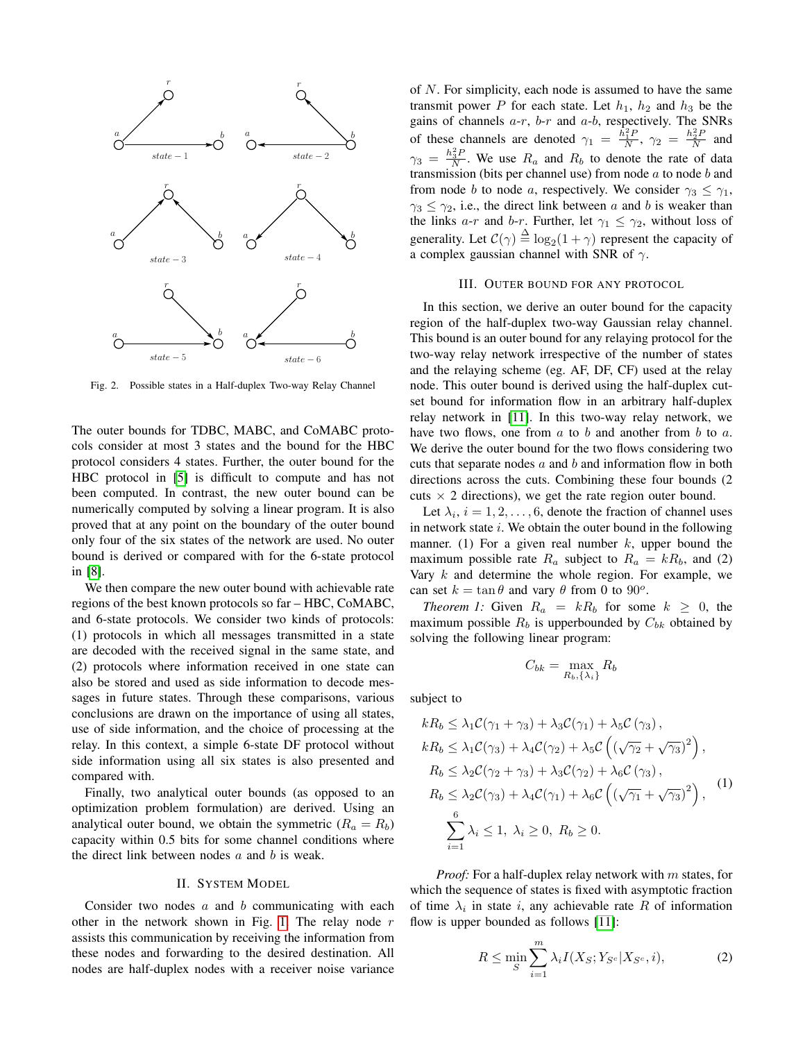Fig. 2. Possible states in a Half-duplex Two-way Relay Channel

The outer bounds for TDBC, MABC, and CoMABC protocols consider at most 3 states and the bound for the HBC protocol considers 4 states. Further, the outer bound for the HBC protocol in [5] is difficult to compute and has not been computed. In contrast, the new outer bound can be numerically computed by solving a linear program. It is also proved that at any point on the boundary of the outer bound only four of the six states of the network are used. No outer bound is derived or compared with for the 6-state protocol in [8].

We then compare the new outer bound with achievable rate regions of the best known protocols so far – HBC, CoMABC, and 6-state protocols. We consider two kinds of protocols: (1) protocols in which all messages transmitted in a state are decoded with the received signal in the same state, and (2) protocols where information received in one state can also be stored and used as side information to decode messages in future states. Through these comparisons, various conclusions are drawn on the importance of using all states, use of side information, and the choice of processing at the relay. In this context, a simple 6-state DF protocol without side information using all six states is also presented and compared with.

Finally, two analytical outer bounds (as opposed to an optimization problem formulation) are derived. Using an analytical outer bound, we obtain the symmetric ($R_a = R_b$) capacity within 0.5 bits for some channel conditions where the direct link between nodes $a$ and $b$ is weak.

## II. System Model

Consider two nodes $a$ and $b$ communicating with each other in the network shown in Fig. 1. The relay node $r$ assists this communication by receiving the information from these nodes and forwarding to the desired destination. All nodes are half-duplex nodes with a receiver noise variance of $N$. For simplicity, each node is assumed to have the same transmit power $P$ for each state. Let $h_1$, $h_2$ and $h_3$ be the gains of channels $a$-$r$, $b$-$r$ and $a$-$b$, respectively. The SNRs of these channels are denoted $\gamma_1 = \frac{h_1^2 P}{N}$, $\gamma_2 = \frac{h_2^2 P}{N}$ and $\gamma_3 = \frac{h_3^2 P}{N}$. We use $R_a$ and $R_b$ to denote the rate of data transmission (bits per channel use) from node $a$ to node $b$ and from node $b$ to node $a$, respectively. We consider $\gamma_3 \leq \gamma_1$, $\gamma_3 \leq \gamma_2$, i.e., the direct link between $a$ and $b$ is weaker than the links $a$-$r$ and $b$-$r$. Further, let $\gamma_1 \leq \gamma_2$, without loss of generality. Let $\mathcal{C}(\gamma) \triangleq \log_2(1+\gamma)$ represent the capacity of a complex gaussian channel with SNR of $\gamma$.

## III. Outer bound for any protocol

In this section, we derive an outer bound for the capacity region of the half-duplex two-way Gaussian relay channel. This bound is an outer bound for any relaying protocol for the two-way relay network irrespective of the number of states and the relaying scheme (eg. AF, DF, CF) used at the relay node. This outer bound is derived using the half-duplex cut-set bound for information flow in an arbitrary half-duplex relay network in [11]. In this two-way relay network, we have two flows, one from $a$ to $b$ and another from $b$ to $a$. We derive the outer bound for the two flows considering two cuts that separate nodes $a$ and $b$ and information flow in both directions across the cuts. Combining these four bounds (2 cuts $\times$ 2 directions), we get the rate region outer bound.

Let $\lambda_i$, $i = 1, 2, \ldots, 6$, denote the fraction of channel uses in network state $i$. We obtain the outer bound in the following manner. (1) For a given real number $k$, upper bound the maximum possible rate $R_a$ subject to $R_a = kR_b$, and (2) Vary $k$ and determine the whole region. For example, we can set $k = \tan\theta$ and vary $\theta$ from 0 to $90^o$.

*Theorem 1:* Given $R_a = kR_b$ for some $k \geq 0$, the maximum possible $R_b$ is upperbounded by $C_{bk}$ obtained by solving the following linear program:

$$C_{bk} = \max_{R_b, \{\lambda_i\}} R_b$$

subject to

$$\begin{aligned}
kR_b &\leq \lambda_1 \mathcal{C}(\gamma_1 + \gamma_3) + \lambda_3 \mathcal{C}(\gamma_1) + \lambda_5 \mathcal{C}(\gamma_3), \\
kR_b &\leq \lambda_1 \mathcal{C}(\gamma_3) + \lambda_4 \mathcal{C}(\gamma_2) + \lambda_5 \mathcal{C}\left((\sqrt{\gamma_2} + \sqrt{\gamma_3})^2\right), \\
R_b &\leq \lambda_2 \mathcal{C}(\gamma_2 + \gamma_3) + \lambda_3 \mathcal{C}(\gamma_2) + \lambda_6 \mathcal{C}(\gamma_3), \\
R_b &\leq \lambda_2 \mathcal{C}(\gamma_3) + \lambda_4 \mathcal{C}(\gamma_1) + \lambda_6 \mathcal{C}\left((\sqrt{\gamma_1} + \sqrt{\gamma_3})^2\right), \\
&\sum_{i=1}^{6} \lambda_i \leq 1, \ \lambda_i \geq 0, \ R_b \geq 0.
\end{aligned} \tag{1}$$

*Proof:* For a half-duplex relay network with $m$ states, for which the sequence of states is fixed with asymptotic fraction of time $\lambda_i$ in state $i$, any achievable rate $R$ of information flow is upper bounded as follows [11]:

$$R \leq \min_S \sum_{i=1}^{m} \lambda_i I(X_S; Y_{S^c} | X_{S^c}, i), \tag{2}$$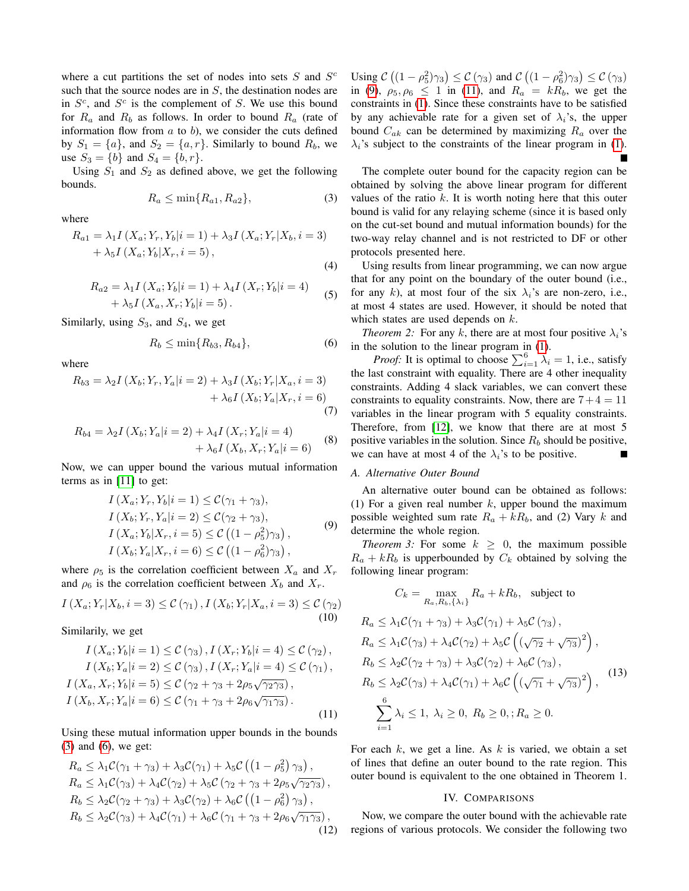where a cut partitions the set of nodes into sets $S$ and $S^c$ such that the source nodes are in $S$, the destination nodes are in $S^c$, and $S^c$ is the complement of $S$. We use this bound for $R_a$ and $R_b$ as follows. In order to bound $R_a$ (rate of information flow from $a$ to $b$), we consider the cuts defined by $S_1 = \{a\}$, and $S_2 = \{a, r\}$. Similarly to bound $R_b$, we use $S_3 = \{b\}$ and $S_4 = \{b, r\}$.

Using $S_1$ and $S_2$ as defined above, we get the following bounds.

$$R_a \leq \min\{R_{a1}, R_{a2}\}, \tag{3}$$

where

$$R_{a1} = \lambda_1 I\left(X_a; Y_r, Y_b | i=1\right) + \lambda_3 I\left(X_a; Y_r | X_b, i=3\right) + \lambda_5 I\left(X_a; Y_b | X_r, i=5\right), \tag{4}$$

$$R_{a2} = \lambda_1 I\left(X_a; Y_b | i=1\right) + \lambda_4 I\left(X_r; Y_b | i=4\right) + \lambda_5 I\left(X_a, X_r; Y_b | i=5\right). \tag{5}$$

Similarly, using $S_3$, and $S_4$, we get

$$R_b \leq \min\{R_{b3}, R_{b4}\}, \tag{6}$$

where

$$R_{b3} = \lambda_2 I\left(X_b; Y_r, Y_a | i=2\right) + \lambda_3 I\left(X_b; Y_r | X_a, i=3\right) + \lambda_6 I\left(X_b; Y_a | X_r, i=6\right) \tag{7}$$

$$R_{b4} = \lambda_2 I\left(X_b; Y_a | i=2\right) + \lambda_4 I\left(X_r; Y_a | i=4\right) + \lambda_6 I\left(X_b, X_r; Y_a | i=6\right) \tag{8}$$

Now, we can upper bound the various mutual information terms as in [11] to get:

$$\begin{aligned}
I\left(X_a; Y_r, Y_b | i=1\right) &\leq \mathcal{C}(\gamma_1 + \gamma_3), \\
I\left(X_b; Y_r, Y_a | i=2\right) &\leq \mathcal{C}(\gamma_2 + \gamma_3), \\
I\left(X_a; Y_b | X_r, i=5\right) &\leq \mathcal{C}\left((1-\rho_5^2)\gamma_3\right), \\
I\left(X_b; Y_a | X_r, i=6\right) &\leq \mathcal{C}\left((1-\rho_6^2)\gamma_3\right),
\end{aligned} \tag{9}$$

where $\rho_5$ is the correlation coefficient between $X_a$ and $X_r$ and $\rho_6$ is the correlation coefficient between $X_b$ and $X_r$.

$$I\left(X_a; Y_r | X_b, i=3\right) \leq \mathcal{C}\left(\gamma_1\right), I\left(X_b; Y_r | X_a, i=3\right) \leq \mathcal{C}\left(\gamma_2\right) \tag{10}$$

Similarily, we get

$$\begin{aligned}
I\left(X_a; Y_b | i=1\right) \leq \mathcal{C}\left(\gamma_3\right), I\left(X_r; Y_b | i=4\right) \leq \mathcal{C}\left(\gamma_2\right), \\
I\left(X_b; Y_a | i=2\right) \leq \mathcal{C}\left(\gamma_3\right), I\left(X_r; Y_a | i=4\right) \leq \mathcal{C}\left(\gamma_1\right), \\
I\left(X_a, X_r; Y_b | i=5\right) \leq \mathcal{C}\left(\gamma_2 + \gamma_3 + 2\rho_5\sqrt{\gamma_2\gamma_3}\right), \\
I\left(X_b, X_r; Y_a | i=6\right) \leq \mathcal{C}\left(\gamma_1 + \gamma_3 + 2\rho_6\sqrt{\gamma_1\gamma_3}\right).
\end{aligned} \tag{11}$$

Using these mutual information upper bounds in the bounds (3) and (6), we get:

$$\begin{aligned}
R_a &\leq \lambda_1 \mathcal{C}(\gamma_1 + \gamma_3) + \lambda_3 \mathcal{C}(\gamma_1) + \lambda_5 \mathcal{C}\left(\left(1-\rho_5^2\right)\gamma_3\right), \\
R_a &\leq \lambda_1 \mathcal{C}(\gamma_3) + \lambda_4 \mathcal{C}(\gamma_2) + \lambda_5 \mathcal{C}\left(\gamma_2 + \gamma_3 + 2\rho_5\sqrt{\gamma_2\gamma_3}\right), \\
R_b &\leq \lambda_2 \mathcal{C}(\gamma_2 + \gamma_3) + \lambda_3 \mathcal{C}(\gamma_2) + \lambda_6 \mathcal{C}\left(\left(1-\rho_6^2\right)\gamma_3\right), \\
R_b &\leq \lambda_2 \mathcal{C}(\gamma_3) + \lambda_4 \mathcal{C}(\gamma_1) + \lambda_6 \mathcal{C}\left(\gamma_1 + \gamma_3 + 2\rho_6\sqrt{\gamma_1\gamma_3}\right),
\end{aligned} \tag{12}$$

Using $\mathcal{C}\left((1-\rho_5^2)\gamma_3\right) \leq \mathcal{C}\left(\gamma_3\right)$ and $\mathcal{C}\left((1-\rho_6^2)\gamma_3\right) \leq \mathcal{C}\left(\gamma_3\right)$ in (9), $\rho_5, \rho_6 \leq 1$ in (11), and $R_a = kR_b$, we get the constraints in (1). Since these constraints have to be satisfied by any achievable rate for a given set of $\lambda_i$'s, the upper bound $C_{ak}$ can be determined by maximizing $R_a$ over the $\lambda_i$'s subject to the constraints of the linear program in (1). ∎

The complete outer bound for the capacity region can be obtained by solving the above linear program for different values of the ratio $k$. It is worth noting here that this outer bound is valid for any relaying scheme (since it is based only on the cut-set bound and mutual information bounds) for the two-way relay channel and is not restricted to DF or other protocols presented here.

Using results from linear programming, we can now argue that for any point on the boundary of the outer bound (i.e., for any $k$), at most four of the six $\lambda_i$'s are non-zero, i.e., at most 4 states are used. However, it should be noted that which states are used depends on $k$.

*Theorem 2:* For any $k$, there are at most four positive $\lambda_i$'s in the solution to the linear program in (1).

*Proof:* It is optimal to choose $\sum_{i=1}^{6} \lambda_i = 1$, i.e., satisfy the last constraint with equality. There are 4 other inequality constraints. Adding 4 slack variables, we can convert these constraints to equality constraints. Now, there are $7+4 = 11$ variables in the linear program with 5 equality constraints. Therefore, from [12], we know that there are at most 5 positive variables in the solution. Since $R_b$ should be positive, we can have at most 4 of the $\lambda_i$'s to be positive. ∎

### A. Alternative Outer Bound

An alternative outer bound can be obtained as follows: (1) For a given real number $k$, upper bound the maximum possible weighted sum rate $R_a + kR_b$, and (2) Vary $k$ and determine the whole region.

*Theorem 3:* For some $k \geq 0$, the maximum possible $R_a + kR_b$ is upperbounded by $C_k$ obtained by solving the following linear program:

$$\begin{aligned}
C_k = \max_{R_a, R_b, \{\lambda_i\}} & R_a + kR_b, \quad \text{subject to} \\
R_a &\leq \lambda_1 \mathcal{C}(\gamma_1 + \gamma_3) + \lambda_3 \mathcal{C}(\gamma_1) + \lambda_5 \mathcal{C}\left(\gamma_3\right), \\
R_a &\leq \lambda_1 \mathcal{C}(\gamma_3) + \lambda_4 \mathcal{C}(\gamma_2) + \lambda_5 \mathcal{C}\left(\left(\sqrt{\gamma_2} + \sqrt{\gamma_3}\right)^2\right), \\
R_b &\leq \lambda_2 \mathcal{C}(\gamma_2 + \gamma_3) + \lambda_3 \mathcal{C}(\gamma_2) + \lambda_6 \mathcal{C}\left(\gamma_3\right), \\
R_b &\leq \lambda_2 \mathcal{C}(\gamma_3) + \lambda_4 \mathcal{C}(\gamma_1) + \lambda_6 \mathcal{C}\left(\left(\sqrt{\gamma_1} + \sqrt{\gamma_3}\right)^2\right), \\
\sum_{i=1}^{6} \lambda_i &\leq 1, \; \lambda_i \geq 0, \; R_b \geq 0, ; R_a \geq 0.
\end{aligned} \tag{13}$$

For each $k$, we get a line. As $k$ is varied, we obtain a set of lines that define an outer bound to the rate region. This outer bound is equivalent to the one obtained in Theorem 1.

## IV. Comparisons

Now, we compare the outer bound with the achievable rate regions of various protocols. We consider the following two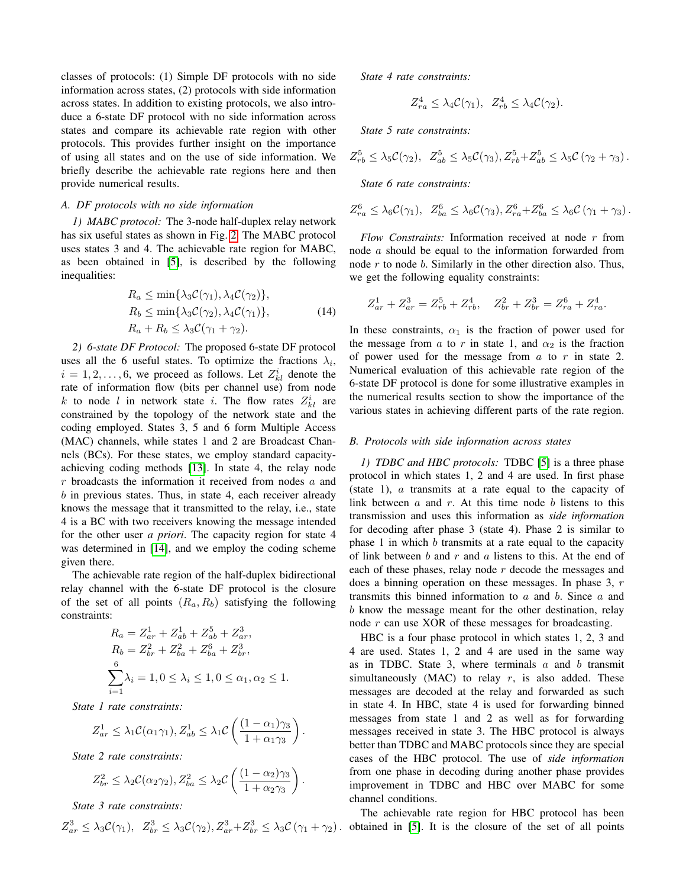classes of protocols: (1) Simple DF protocols with no side information across states, (2) protocols with side information across states. In addition to existing protocols, we also introduce a 6-state DF protocol with no side information across states and compare its achievable rate region with other protocols. This provides further insight on the importance of using all states and on the use of side information. We briefly describe the achievable rate regions here and then provide numerical results.

### A. DF protocols with no side information

*1) MABC protocol:* The 3-node half-duplex relay network has six useful states as shown in Fig. 2. The MABC protocol uses states 3 and 4. The achievable rate region for MABC, as been obtained in [5], is described by the following inequalities:

$$
\begin{aligned}
R_a &\leq \min\{\lambda_3 \mathcal{C}(\gamma_1), \lambda_4 \mathcal{C}(\gamma_2)\}, \\
R_b &\leq \min\{\lambda_3 \mathcal{C}(\gamma_2), \lambda_4 \mathcal{C}(\gamma_1)\}, \\
R_a + R_b &\leq \lambda_3 \mathcal{C}(\gamma_1 + \gamma_2).
\end{aligned} \tag{14}
$$

*2) 6-state DF Protocol:* The proposed 6-state DF protocol uses all the 6 useful states. To optimize the fractions $\lambda_i$, $i = 1, 2, \ldots, 6$, we proceed as follows. Let $Z_{kl}^i$ denote the rate of information flow (bits per channel use) from node $k$ to node $l$ in network state $i$. The flow rates $Z_{kl}^i$ are constrained by the topology of the network state and the coding employed. States 3, 5 and 6 form Multiple Access (MAC) channels, while states 1 and 2 are Broadcast Channels (BCs). For these states, we employ standard capacity-achieving coding methods [13]. In state 4, the relay node $r$ broadcasts the information it received from nodes $a$ and $b$ in previous states. Thus, in state 4, each receiver already knows the message that it transmitted to the relay, i.e., state 4 is a BC with two receivers knowing the message intended for the other user *a priori*. The capacity region for state 4 was determined in [14], and we employ the coding scheme given there.

The achievable rate region of the half-duplex bidirectional relay channel with the 6-state DF protocol is the closure of the set of all points $(R_a, R_b)$ satisfying the following constraints:

$$
\begin{aligned}
R_a &= Z_{ar}^1 + Z_{ab}^1 + Z_{ab}^5 + Z_{ar}^3, \\
R_b &= Z_{br}^2 + Z_{ba}^2 + Z_{ba}^6 + Z_{br}^3, \\
\sum_{i=1}^{6} &\lambda_i = 1, 0 \leq \lambda_i \leq 1, 0 \leq \alpha_1, \alpha_2 \leq 1.
\end{aligned}
$$

*State 1 rate constraints:*

$$
Z_{ar}^1 \leq \lambda_1 \mathcal{C}(\alpha_1 \gamma_1), Z_{ab}^1 \leq \lambda_1 \mathcal{C}\left(\frac{(1-\alpha_1)\gamma_3}{1+\alpha_1\gamma_3}\right).
$$

*State 2 rate constraints:*

$$
Z_{br}^2 \leq \lambda_2 \mathcal{C}(\alpha_2 \gamma_2), Z_{ba}^2 \leq \lambda_2 \mathcal{C}\left(\frac{(1-\alpha_2)\gamma_3}{1+\alpha_2\gamma_3}\right).
$$

*State 3 rate constraints:*

$$
Z_{ar}^3 \leq \lambda_3 \mathcal{C}(\gamma_1), \;\; Z_{br}^3 \leq \lambda_3 \mathcal{C}(\gamma_2), Z_{ar}^3 + Z_{br}^3 \leq \lambda_3 \mathcal{C}\left(\gamma_1 + \gamma_2\right).
$$

*State 4 rate constraints:*

$$
Z_{ra}^4 \leq \lambda_4 \mathcal{C}(\gamma_1), \;\; Z_{rb}^4 \leq \lambda_4 \mathcal{C}(\gamma_2).
$$

*State 5 rate constraints:*

$$
Z_{rb}^5 \leq \lambda_5 \mathcal{C}(\gamma_2), \;\; Z_{ab}^5 \leq \lambda_5 \mathcal{C}(\gamma_3), Z_{rb}^5 + Z_{ab}^5 \leq \lambda_5 \mathcal{C}\left(\gamma_2 + \gamma_3\right).
$$

*State 6 rate constraints:*

$$
Z_{ra}^6 \leq \lambda_6 \mathcal{C}(\gamma_1), \;\; Z_{ba}^6 \leq \lambda_6 \mathcal{C}(\gamma_3), Z_{ra}^6 + Z_{ba}^6 \leq \lambda_6 \mathcal{C}\left(\gamma_1 + \gamma_3\right).
$$

*Flow Constraints:* Information received at node $r$ from node $a$ should be equal to the information forwarded from node $r$ to node $b$. Similarly in the other direction also. Thus, we get the following equality constraints:

$$
Z_{ar}^1 + Z_{ar}^3 = Z_{rb}^5 + Z_{rb}^4, \quad Z_{br}^2 + Z_{br}^3 = Z_{ra}^6 + Z_{ra}^4.
$$

In these constraints, $\alpha_1$ is the fraction of power used for the message from $a$ to $r$ in state 1, and $\alpha_2$ is the fraction of power used for the message from $a$ to $r$ in state 2. Numerical evaluation of this achievable rate region of the 6-state DF protocol is done for some illustrative examples in the numerical results section to show the importance of the various states in achieving different parts of the rate region.

### B. Protocols with side information across states

*1) TDBC and HBC protocols:* TDBC [5] is a three phase protocol in which states 1, 2 and 4 are used. In first phase (state 1), $a$ transmits at a rate equal to the capacity of link between $a$ and $r$. At this time node $b$ listens to this transmission and uses this information as *side information* for decoding after phase 3 (state 4). Phase 2 is similar to phase 1 in which $b$ transmits at a rate equal to the capacity of link between $b$ and $r$ and $a$ listens to this. At the end of each of these phases, relay node $r$ decode the messages and does a binning operation on these messages. In phase 3, $r$ transmits this binned information to $a$ and $b$. Since $a$ and $b$ know the message meant for the other destination, relay node $r$ can use XOR of these messages for broadcasting.

HBC is a four phase protocol in which states 1, 2, 3 and 4 are used. States 1, 2 and 4 are used in the same way as in TDBC. State 3, where terminals $a$ and $b$ transmit simultaneously (MAC) to relay $r$, is also added. These messages are decoded at the relay and forwarded as such in state 4. In HBC, state 4 is used for forwarding binned messages from state 1 and 2 as well as for forwarding messages received in state 3. The HBC protocol is always better than TDBC and MABC protocols since they are special cases of the HBC protocol. The use of *side information* from one phase in decoding during another phase provides improvement in TDBC and HBC over MABC for some channel conditions.

The achievable rate region for HBC protocol has been obtained in [5]. It is the closure of the set of all points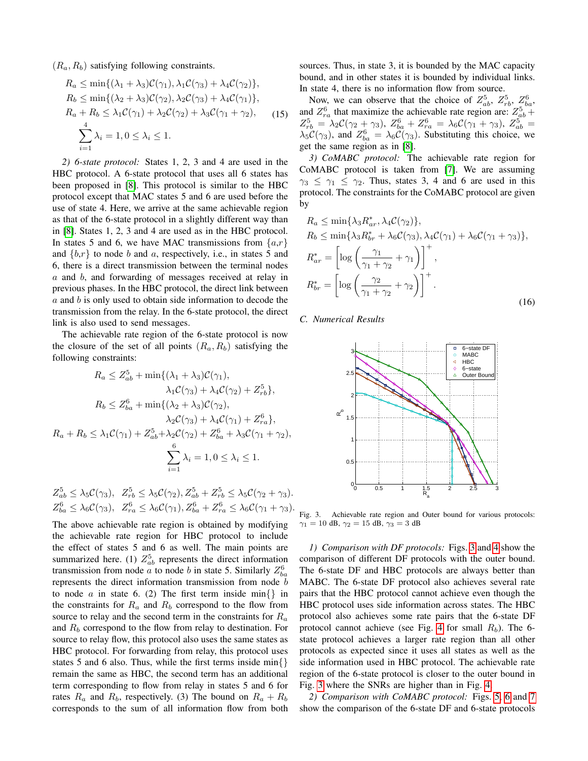$(R_a, R_b)$ satisfying following constraints.

$$
\begin{aligned}
R_a &\le \min\{(\lambda_1+\lambda_3)\mathcal{C}(\gamma_1), \lambda_1\mathcal{C}(\gamma_3)+\lambda_4\mathcal{C}(\gamma_2)\},\\
R_b &\le \min\{(\lambda_2+\lambda_3)\mathcal{C}(\gamma_2), \lambda_2\mathcal{C}(\gamma_3)+\lambda_4\mathcal{C}(\gamma_1)\},\\
R_a+R_b &\le \lambda_1\mathcal{C}(\gamma_1)+\lambda_2\mathcal{C}(\gamma_2)+\lambda_3\mathcal{C}(\gamma_1+\gamma_2),\\
&\sum_{i=1}^{4}\lambda_i = 1, 0\le\lambda_i\le 1.
\end{aligned}
\tag{15}
$$

*2) 6-state protocol:* States 1, 2, 3 and 4 are used in the HBC protocol. A 6-state protocol that uses all 6 states has been proposed in [8]. This protocol is similar to the HBC protocol except that MAC states 5 and 6 are used before the use of state 4. Here, we arrive at the same achievable region as that of the 6-state protocol in a slightly different way than in [8]. States 1, 2, 3 and 4 are used as in the HBC protocol. In states 5 and 6, we have MAC transmissions from $\{a,r\}$ and $\{b,r\}$ to node $b$ and $a$, respectively, i.e., in states 5 and 6, there is a direct transmission between the terminal nodes $a$ and $b$, and forwarding of messages received at relay in previous phases. In the HBC protocol, the direct link between $a$ and $b$ is only used to obtain side information to decode the transmission from the relay. In the 6-state protocol, the direct link is also used to send messages.

The achievable rate region of the 6-state protocol is now the closure of the set of all points $(R_a, R_b)$ satisfying the following constraints:

$$
\begin{aligned}
R_a &\le Z^5_{ab}+\min\{(\lambda_1+\lambda_3)\mathcal{C}(\gamma_1),\\
&\qquad \lambda_1\mathcal{C}(\gamma_3)+\lambda_4\mathcal{C}(\gamma_2)+Z^5_{rb}\},\\
R_b &\le Z^6_{ba}+\min\{(\lambda_2+\lambda_3)\mathcal{C}(\gamma_2),\\
&\qquad \lambda_2\mathcal{C}(\gamma_3)+\lambda_4\mathcal{C}(\gamma_1)+Z^6_{ra}\},\\
R_a+R_b &\le \lambda_1\mathcal{C}(\gamma_1)+Z^5_{ab}+\lambda_2\mathcal{C}(\gamma_2)+Z^6_{ba}+\lambda_3\mathcal{C}(\gamma_1+\gamma_2),\\
&\sum_{i=1}^{6}\lambda_i = 1, 0\le\lambda_i\le 1.
\end{aligned}
$$

$$
\begin{aligned}
&Z^5_{ab}\le\lambda_5\mathcal{C}(\gamma_3),\ \ Z^5_{rb}\le\lambda_5\mathcal{C}(\gamma_2), Z^5_{ab}+Z^5_{rb}\le\lambda_5\mathcal{C}(\gamma_2+\gamma_3).\\
&Z^6_{ba}\le\lambda_6\mathcal{C}(\gamma_3),\ \ Z^6_{ra}\le\lambda_6\mathcal{C}(\gamma_1), Z^6_{ba}+Z^6_{ra}\le\lambda_6\mathcal{C}(\gamma_1+\gamma_3).
\end{aligned}
$$

The above achievable rate region is obtained by modifying the achievable rate region for HBC protocol to include the effect of states 5 and 6 as well. The main points are summarized here. (1) $Z^5_{ab}$ represents the direct information transmission from node $a$ to node $b$ in state 5. Similarly $Z^6_{ba}$ represents the direct information transmission from node $b$ to node $a$ in state 6. (2) The first term inside min{} in the constraints for $R_a$ and $R_b$ correspond to the flow from source to relay and the second term in the constraints for $R_a$ and $R_b$ correspond to the flow from relay to destination. For source to relay flow, this protocol also uses the same states as HBC protocol. For forwarding from relay, this protocol uses states 5 and 6 also. Thus, while the first terms inside min{} remain the same as HBC, the second term has an additional term corresponding to flow from relay in states 5 and 6 for rates $R_a$ and $R_b$, respectively. (3) The bound on $R_a + R_b$ corresponds to the sum of all information flow from both sources. Thus, in state 3, it is bounded by the MAC capacity bound, and in other states it is bounded by individual links. In state 4, there is no information flow from source.

Now, we can observe that the choice of $Z^5_{ab}$, $Z^5_{rb}$, $Z^6_{ba}$, and $Z^6_{ra}$ that maximize the achievable rate region are: $Z^5_{ab}+Z^5_{rb}=\lambda_2\mathcal{C}(\gamma_2+\gamma_3)$, $Z^6_{ba}+Z^6_{ra}=\lambda_6\mathcal{C}(\gamma_1+\gamma_3)$, $Z^5_{ab}=\lambda_5\mathcal{C}(\gamma_3)$, and $Z^6_{ba}=\lambda_6\mathcal{C}(\gamma_3)$. Substituting this choice, we get the same region as in [8].

*3) CoMABC protocol:* The achievable rate region for CoMABC protocol is taken from [7]. We are assuming $\gamma_3 \le \gamma_1 \le \gamma_2$. Thus, states 3, 4 and 6 are used in this protocol. The constraints for the CoMABC protocol are given by

$$
\begin{aligned}
R_a &\le \min\{\lambda_3 R^*_{ar}, \lambda_4\mathcal{C}(\gamma_2)\},\\
R_b &\le \min\{\lambda_3 R^*_{br}+\lambda_6\mathcal{C}(\gamma_3), \lambda_4\mathcal{C}(\gamma_1)+\lambda_6\mathcal{C}(\gamma_1+\gamma_3)\},\\
R^*_{ar} &= \left[\log\left(\frac{\gamma_1}{\gamma_1+\gamma_2}+\gamma_1\right)\right]^+,\\
R^*_{br} &= \left[\log\left(\frac{\gamma_2}{\gamma_1+\gamma_2}+\gamma_2\right)\right]^+.
\end{aligned}
\tag{16}
$$

### C. Numerical Results

Fig. 3. Achievable rate region and Outer bound for various protocols: $\gamma_1 = 10$ dB, $\gamma_2 = 15$ dB, $\gamma_3 = 3$ dB

*1) Comparison with DF protocols:* Figs. 3 and 4 show the comparison of different DF protocols with the outer bound. The 6-state DF and HBC protocols are always better than MABC. The 6-state DF protocol also achieves several rate pairs that the HBC protocol cannot achieve even though the HBC protocol uses side information across states. The HBC protocol also achieves some rate pairs that the 6-state DF protocol cannot achieve (see Fig. 4 for small $R_b$). The 6-state protocol achieves a larger rate region than all other protocols as expected since it uses all states as well as the side information used in HBC protocol. The achievable rate region of the 6-state protocol is closer to the outer bound in Fig. 3 where the SNRs are higher than in Fig. 4.

*2) Comparison with CoMABC protocol:* Figs. 5, 6 and 7 show the comparison of the 6-state DF and 6-state protocols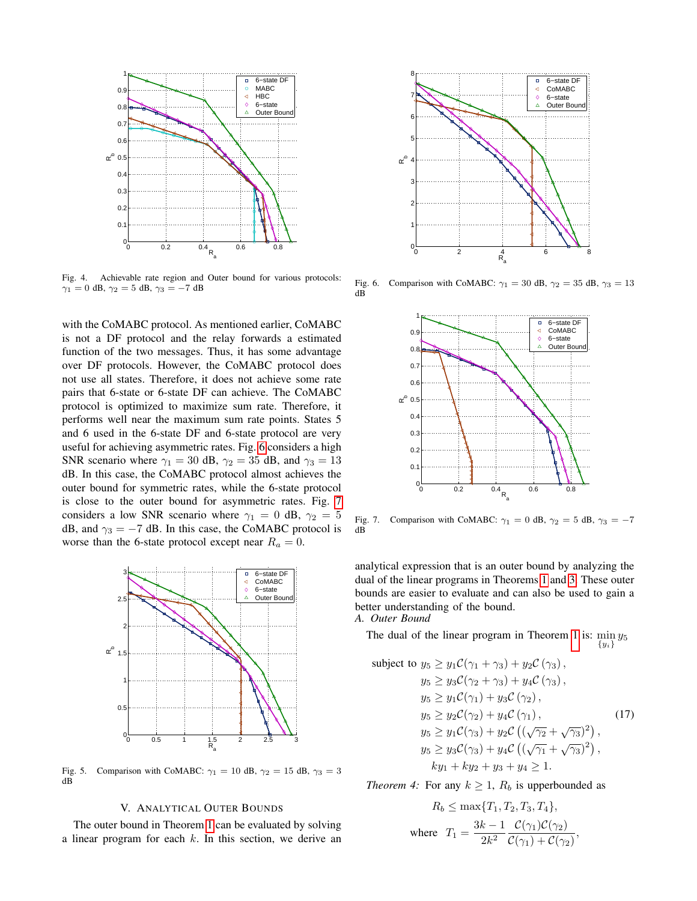Fig. 4. Achievable rate region and Outer bound for various protocols: $\gamma_1 = 0$ dB, $\gamma_2 = 5$ dB, $\gamma_3 = -7$ dB

with the CoMABC protocol. As mentioned earlier, CoMABC is not a DF protocol and the relay forwards a estimated function of the two messages. Thus, it has some advantage over DF protocols. However, the CoMABC protocol does not use all states. Therefore, it does not achieve some rate pairs that 6-state or 6-state DF can achieve. The CoMABC protocol is optimized to maximize sum rate. Therefore, it performs well near the maximum sum rate points. States 5 and 6 used in the 6-state DF and 6-state protocol are very useful for achieving asymmetric rates. Fig. 6 considers a high SNR scenario where $\gamma_1 = 30$ dB, $\gamma_2 = 35$ dB, and $\gamma_3 = 13$ dB. In this case, the CoMABC protocol almost achieves the outer bound for symmetric rates, while the 6-state protocol is close to the outer bound for asymmetric rates. Fig. 7 considers a low SNR scenario where $\gamma_1 = 0$ dB, $\gamma_2 = 5$ dB, and $\gamma_3 = -7$ dB. In this case, the CoMABC protocol is worse than the 6-state protocol except near $R_a = 0$.

Fig. 5. Comparison with CoMABC: $\gamma_1 = 10$ dB, $\gamma_2 = 15$ dB, $\gamma_3 = 3$ dB

Fig. 6. Comparison with CoMABC: $\gamma_1 = 30$ dB, $\gamma_2 = 35$ dB, $\gamma_3 = 13$ dB

Fig. 7. Comparison with CoMABC: $\gamma_1 = 0$ dB, $\gamma_2 = 5$ dB, $\gamma_3 = -7$ dB

## V. Analytical Outer Bounds

The outer bound in Theorem 1 can be evaluated by solving a linear program for each $k$. In this section, we derive an analytical expression that is an outer bound by analyzing the dual of the linear programs in Theorems 1 and 3. These outer bounds are easier to evaluate and can also be used to gain a better understanding of the bound.

### A. Outer Bound

The dual of the linear program in Theorem 1 is: $\min_{\{y_i\}} y_5$

$$
\begin{aligned}
\text{subject to } \; & y_5 \geq y_1 \mathcal{C}(\gamma_1 + \gamma_3) + y_2 \mathcal{C}(\gamma_3), \\
& y_5 \geq y_3 \mathcal{C}(\gamma_2 + \gamma_3) + y_4 \mathcal{C}(\gamma_3), \\
& y_5 \geq y_1 \mathcal{C}(\gamma_1) + y_3 \mathcal{C}(\gamma_2), \\
& y_5 \geq y_2 \mathcal{C}(\gamma_2) + y_4 \mathcal{C}(\gamma_1), \\
& y_5 \geq y_1 \mathcal{C}(\gamma_3) + y_2 \mathcal{C}\left((\sqrt{\gamma_2} + \sqrt{\gamma_3})^2\right), \\
& y_5 \geq y_3 \mathcal{C}(\gamma_3) + y_4 \mathcal{C}\left((\sqrt{\gamma_1} + \sqrt{\gamma_3})^2\right), \\
& k y_1 + k y_2 + y_3 + y_4 \geq 1.
\end{aligned} \tag{17}
$$

*Theorem 4:* For any $k \geq 1$, $R_b$ is upperbounded as

$$R_b \leq \max\{T_1, T_2, T_3, T_4\},$$

$$\text{where } \; T_1 = \frac{3k-1}{2k^2} \frac{\mathcal{C}(\gamma_1)\mathcal{C}(\gamma_2)}{\mathcal{C}(\gamma_1) + \mathcal{C}(\gamma_2)},$$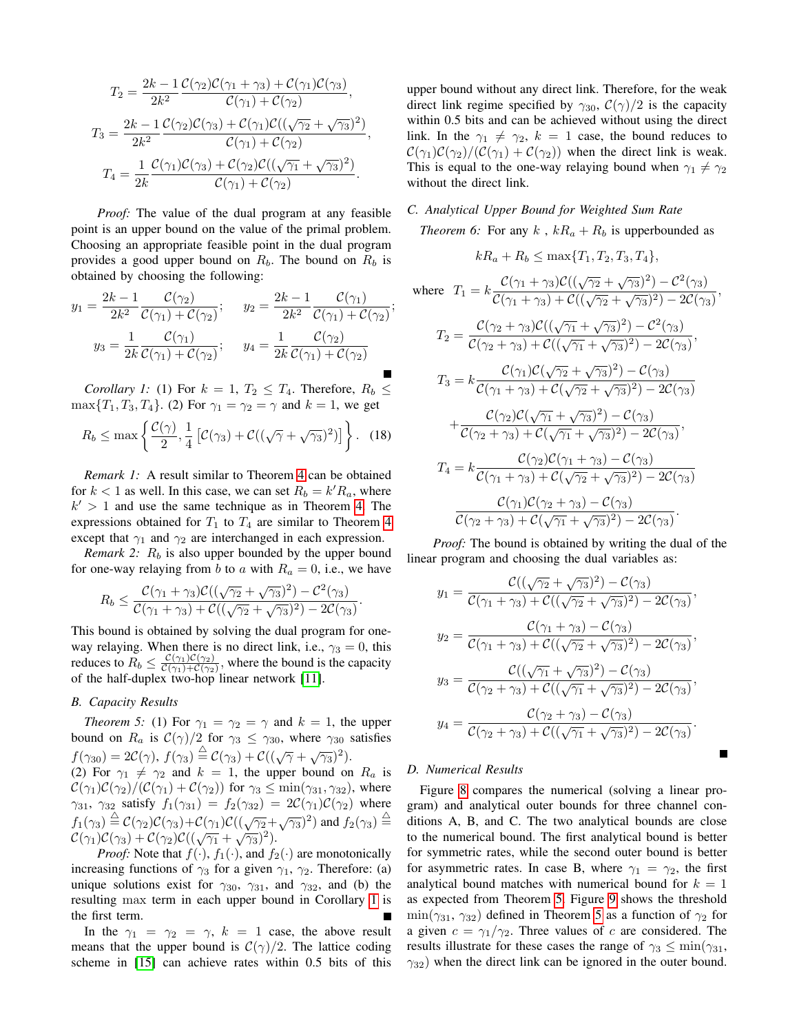$$T_2 = \frac{2k-1}{2k^2} \frac{\mathcal{C}(\gamma_2)\mathcal{C}(\gamma_1+\gamma_3) + \mathcal{C}(\gamma_1)\mathcal{C}(\gamma_3)}{\mathcal{C}(\gamma_1)+\mathcal{C}(\gamma_2)},$$

$$T_3 = \frac{2k-1}{2k^2} \frac{\mathcal{C}(\gamma_2)\mathcal{C}(\gamma_3) + \mathcal{C}(\gamma_1)\mathcal{C}((\sqrt{\gamma_2}+\sqrt{\gamma_3})^2)}{\mathcal{C}(\gamma_1)+\mathcal{C}(\gamma_2)},$$

$$T_4 = \frac{1}{2k} \frac{\mathcal{C}(\gamma_1)\mathcal{C}(\gamma_3) + \mathcal{C}(\gamma_2)\mathcal{C}((\sqrt{\gamma_1}+\sqrt{\gamma_3})^2)}{\mathcal{C}(\gamma_1)+\mathcal{C}(\gamma_2)}.$$

*Proof:* The value of the dual program at any feasible point is an upper bound on the value of the primal problem. Choosing an appropriate feasible point in the dual program provides a good upper bound on $R_b$. The bound on $R_b$ is obtained by choosing the following:

$$y_1 = \frac{2k-1}{2k^2}\frac{\mathcal{C}(\gamma_2)}{\mathcal{C}(\gamma_1)+\mathcal{C}(\gamma_2)}; \quad y_2 = \frac{2k-1}{2k^2}\frac{\mathcal{C}(\gamma_1)}{\mathcal{C}(\gamma_1)+\mathcal{C}(\gamma_2)};$$

$$y_3 = \frac{1}{2k}\frac{\mathcal{C}(\gamma_1)}{\mathcal{C}(\gamma_1)+\mathcal{C}(\gamma_2)}; \quad y_4 = \frac{1}{2k}\frac{\mathcal{C}(\gamma_2)}{\mathcal{C}(\gamma_1)+\mathcal{C}(\gamma_2)}$$

■

*Corollary 1:* (1) For $k = 1$, $T_2 \leq T_4$. Therefore, $R_b \leq \max\{T_1, T_3, T_4\}$. (2) For $\gamma_1 = \gamma_2 = \gamma$ and $k = 1$, we get

$$R_b \leq \max\left\{\frac{\mathcal{C}(\gamma)}{2}, \frac{1}{4}\left[\mathcal{C}(\gamma_3) + \mathcal{C}((\sqrt{\gamma}+\sqrt{\gamma_3})^2)\right]\right\}. \quad (18)$$

*Remark 1:* A result similar to Theorem 4 can be obtained for $k < 1$ as well. In this case, we can set $R_b = k' R_a$, where $k' > 1$ and use the same technique as in Theorem 4. The expressions obtained for $T_1$ to $T_4$ are similar to Theorem 4 except that $\gamma_1$ and $\gamma_2$ are interchanged in each expression.

*Remark 2:* $R_b$ is also upper bounded by the upper bound for one-way relaying from $b$ to $a$ with $R_a = 0$, i.e., we have

$$R_b \leq \frac{\mathcal{C}(\gamma_1+\gamma_3)\mathcal{C}((\sqrt{\gamma_2}+\sqrt{\gamma_3})^2) - \mathcal{C}^2(\gamma_3)}{\mathcal{C}(\gamma_1+\gamma_3) + \mathcal{C}((\sqrt{\gamma_2}+\sqrt{\gamma_3})^2) - 2\mathcal{C}(\gamma_3)}.$$

This bound is obtained by solving the dual program for one-way relaying. When there is no direct link, i.e., $\gamma_3 = 0$, this reduces to $R_b \leq \frac{\mathcal{C}(\gamma_1)\mathcal{C}(\gamma_2)}{\mathcal{C}(\gamma_1)+\mathcal{C}(\gamma_2)}$, where the bound is the capacity of the half-duplex two-hop linear network [11].

### B. Capacity Results

*Theorem 5:* (1) For $\gamma_1 = \gamma_2 = \gamma$ and $k = 1$, the upper bound on $R_a$ is $\mathcal{C}(\gamma)/2$ for $\gamma_3 \leq \gamma_{30}$, where $\gamma_{30}$ satisfies $f(\gamma_{30}) = 2\mathcal{C}(\gamma)$, $f(\gamma_3) \triangleq \mathcal{C}(\gamma_3) + \mathcal{C}((\sqrt{\gamma}+\sqrt{\gamma_3})^2)$.
(2) For $\gamma_1 \neq \gamma_2$ and $k = 1$, the upper bound on $R_a$ is $\mathcal{C}(\gamma_1)\mathcal{C}(\gamma_2)/(\mathcal{C}(\gamma_1)+\mathcal{C}(\gamma_2))$ for $\gamma_3 \leq \min(\gamma_{31}, \gamma_{32})$, where $\gamma_{31}$, $\gamma_{32}$ satisfy $f_1(\gamma_{31}) = f_2(\gamma_{32}) = 2\mathcal{C}(\gamma_1)\mathcal{C}(\gamma_2)$ where $f_1(\gamma_3) \triangleq \mathcal{C}(\gamma_2)\mathcal{C}(\gamma_3) + \mathcal{C}(\gamma_1)\mathcal{C}((\sqrt{\gamma_2}+\sqrt{\gamma_3})^2)$ and $f_2(\gamma_3) \triangleq \mathcal{C}(\gamma_1)\mathcal{C}(\gamma_3) + \mathcal{C}(\gamma_2)\mathcal{C}((\sqrt{\gamma_1}+\sqrt{\gamma_3})^2)$.

*Proof:* Note that $f(\cdot)$, $f_1(\cdot)$, and $f_2(\cdot)$ are monotonically increasing functions of $\gamma_3$ for a given $\gamma_1$, $\gamma_2$. Therefore: (a) unique solutions exist for $\gamma_{30}$, $\gamma_{31}$, and $\gamma_{32}$, and (b) the resulting $\max$ term in each upper bound in Corollary 1 is the first term. ■

In the $\gamma_1 = \gamma_2 = \gamma$, $k = 1$ case, the above result means that the upper bound is $\mathcal{C}(\gamma)/2$. The lattice coding scheme in [15] can achieve rates within 0.5 bits of this upper bound without any direct link. Therefore, for the weak direct link regime specified by $\gamma_{30}$, $\mathcal{C}(\gamma)/2$ is the capacity within 0.5 bits and can be achieved without using the direct link. In the $\gamma_1 \neq \gamma_2$, $k = 1$ case, the bound reduces to $\mathcal{C}(\gamma_1)\mathcal{C}(\gamma_2)/(\mathcal{C}(\gamma_1)+\mathcal{C}(\gamma_2))$ when the direct link is weak. This is equal to the one-way relaying bound when $\gamma_1 \neq \gamma_2$ without the direct link.

### C. Analytical Upper Bound for Weighted Sum Rate

*Theorem 6:* For any $k$ , $kR_a + R_b$ is upperbounded as

$$kR_a + R_b \leq \max\{T_1, T_2, T_3, T_4\},$$

$$\text{where} \quad T_1 = k\frac{\mathcal{C}(\gamma_1+\gamma_3)\mathcal{C}((\sqrt{\gamma_2}+\sqrt{\gamma_3})^2) - \mathcal{C}^2(\gamma_3)}{\mathcal{C}(\gamma_1+\gamma_3) + \mathcal{C}((\sqrt{\gamma_2}+\sqrt{\gamma_3})^2) - 2\mathcal{C}(\gamma_3)},$$

$$T_2 = \frac{\mathcal{C}(\gamma_2+\gamma_3)\mathcal{C}((\sqrt{\gamma_1}+\sqrt{\gamma_3})^2) - \mathcal{C}^2(\gamma_3)}{\mathcal{C}(\gamma_2+\gamma_3) + \mathcal{C}((\sqrt{\gamma_1}+\sqrt{\gamma_3})^2) - 2\mathcal{C}(\gamma_3)},$$

$$T_3 = k\frac{\mathcal{C}(\gamma_1)\mathcal{C}(\sqrt{\gamma_2}+\sqrt{\gamma_3})^2) - \mathcal{C}(\gamma_3)}{\mathcal{C}(\gamma_1+\gamma_3) + \mathcal{C}(\sqrt{\gamma_2}+\sqrt{\gamma_3})^2) - 2\mathcal{C}(\gamma_3)}$$

$$+\frac{\mathcal{C}(\gamma_2)\mathcal{C}(\sqrt{\gamma_1}+\sqrt{\gamma_3})^2) - \mathcal{C}(\gamma_3)}{\mathcal{C}(\gamma_2+\gamma_3) + \mathcal{C}(\sqrt{\gamma_1}+\sqrt{\gamma_3})^2) - 2\mathcal{C}(\gamma_3)},$$

$$T_4 = k\frac{\mathcal{C}(\gamma_2)\mathcal{C}(\gamma_1+\gamma_3) - \mathcal{C}(\gamma_3)}{\mathcal{C}(\gamma_1+\gamma_3) + \mathcal{C}(\sqrt{\gamma_2}+\sqrt{\gamma_3})^2) - 2\mathcal{C}(\gamma_3)}$$

$$\frac{\mathcal{C}(\gamma_1)\mathcal{C}(\gamma_2+\gamma_3) - \mathcal{C}(\gamma_3)}{\mathcal{C}(\gamma_2+\gamma_3) + \mathcal{C}(\sqrt{\gamma_1}+\sqrt{\gamma_3})^2) - 2\mathcal{C}(\gamma_3)}.$$

*Proof:* The bound is obtained by writing the dual of the linear program and choosing the dual variables as:

$$y_1 = \frac{\mathcal{C}((\sqrt{\gamma_2}+\sqrt{\gamma_3})^2) - \mathcal{C}(\gamma_3)}{\mathcal{C}(\gamma_1+\gamma_3) + \mathcal{C}((\sqrt{\gamma_2}+\sqrt{\gamma_3})^2) - 2\mathcal{C}(\gamma_3)},$$

$$y_2 = \frac{\mathcal{C}(\gamma_1+\gamma_3) - \mathcal{C}(\gamma_3)}{\mathcal{C}(\gamma_1+\gamma_3) + \mathcal{C}((\sqrt{\gamma_2}+\sqrt{\gamma_3})^2) - 2\mathcal{C}(\gamma_3)},$$

$$y_3 = \frac{\mathcal{C}((\sqrt{\gamma_1}+\sqrt{\gamma_3})^2) - \mathcal{C}(\gamma_3)}{\mathcal{C}(\gamma_2+\gamma_3) + \mathcal{C}((\sqrt{\gamma_1}+\sqrt{\gamma_3})^2) - 2\mathcal{C}(\gamma_3)},$$

$$y_4 = \frac{\mathcal{C}(\gamma_2+\gamma_3) - \mathcal{C}(\gamma_3)}{\mathcal{C}(\gamma_2+\gamma_3) + \mathcal{C}((\sqrt{\gamma_1}+\sqrt{\gamma_3})^2) - 2\mathcal{C}(\gamma_3)}.$$

■

### D. Numerical Results

Figure 8 compares the numerical (solving a linear program) and analytical outer bounds for three channel conditions A, B, and C. The two analytical bounds are close to the numerical bound. The first analytical bound is better for symmetric rates, while the second outer bound is better for asymmetric rates. In case B, where $\gamma_1 = \gamma_2$, the first analytical bound matches with numerical bound for $k = 1$ as expected from Theorem 5. Figure 9 shows the threshold $\min(\gamma_{31}, \gamma_{32})$ defined in Theorem 5 as a function of $\gamma_2$ for a given $c = \gamma_1/\gamma_2$. Three values of $c$ are considered. The results illustrate for these cases the range of $\gamma_3 \leq \min(\gamma_{31}, \gamma_{32})$ when the direct link can be ignored in the outer bound.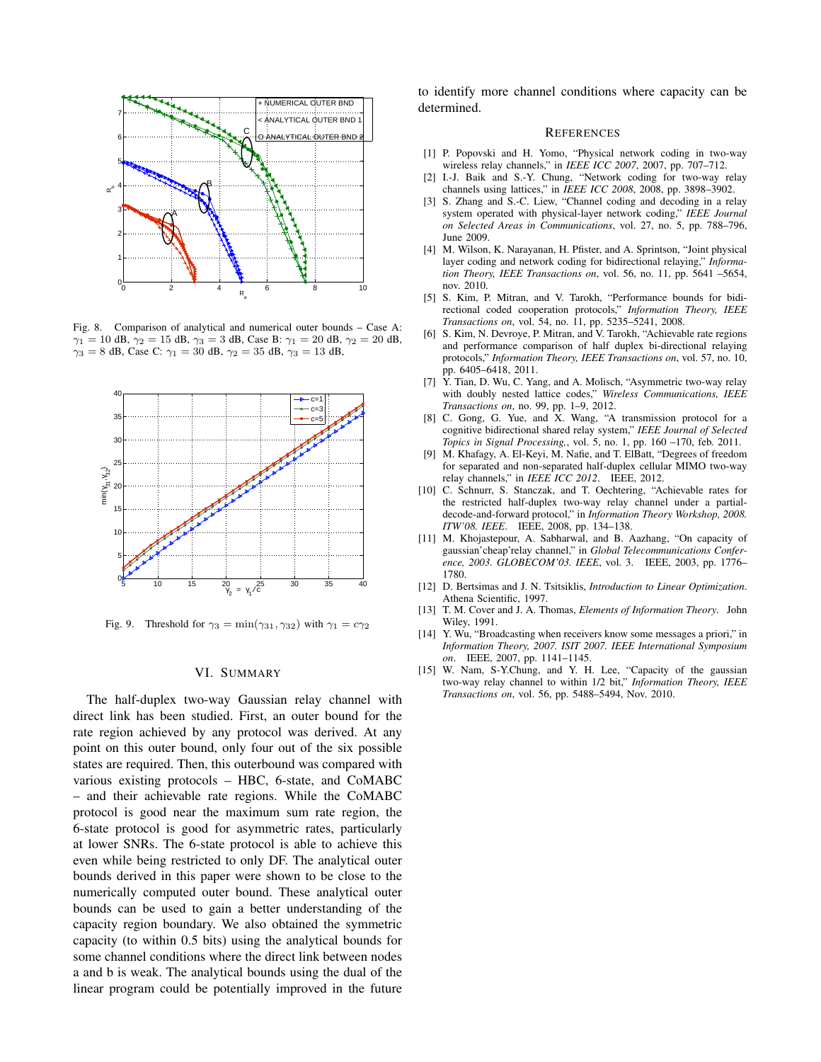+ NUMERICAL OUTER BND
< ANALYTICAL OUTER BND 1
O ANALYTICAL OUTER BND 2
A
B
C
$R_b$
$R_a$
0 2 4 6 8 10
0 1 2 3 4 5 6 7

Fig. 8. Comparison of analytical and numerical outer bounds – Case A: $\gamma_1 = 10$ dB, $\gamma_2 = 15$ dB, $\gamma_3 = 3$ dB, Case B: $\gamma_1 = 20$ dB, $\gamma_2 = 20$ dB, $\gamma_3 = 8$ dB, Case C: $\gamma_1 = 30$ dB, $\gamma_2 = 35$ dB, $\gamma_3 = 13$ dB,

c=1
c=3
c=5
$\min(\gamma_{31}, \gamma_{32})$
$\gamma_2 = \gamma_1/c$
5 10 15 20 25 30 35 40
0 5 10 15 20 25 30 35 40

Fig. 9. Threshold for $\gamma_3 = \min(\gamma_{31}, \gamma_{32})$ with $\gamma_1 = c\gamma_2$

## VI. Summary

The half-duplex two-way Gaussian relay channel with direct link has been studied. First, an outer bound for the rate region achieved by any protocol was derived. At any point on this outer bound, only four out of the six possible states are required. Then, this outerbound was compared with various existing protocols – HBC, 6-state, and CoMABC – and their achievable rate regions. While the CoMABC protocol is good near the maximum sum rate region, the 6-state protocol is good for asymmetric rates, particularly at lower SNRs. The 6-state protocol is able to achieve this even while being restricted to only DF. The analytical outer bounds derived in this paper were shown to be close to the numerically computed outer bound. These analytical outer bounds can be used to gain a better understanding of the capacity region boundary. We also obtained the symmetric capacity (to within 0.5 bits) using the analytical bounds for some channel conditions where the direct link between nodes a and b is weak. The analytical bounds using the dual of the linear program could be potentially improved in the future to identify more channel conditions where capacity can be determined.

## References

[1] P. Popovski and H. Yomo, "Physical network coding in two-way wireless relay channels," in *IEEE ICC 2007*, 2007, pp. 707–712.

[2] I.-J. Baik and S.-Y. Chung, "Network coding for two-way relay channels using lattices," in *IEEE ICC 2008*, 2008, pp. 3898–3902.

[3] S. Zhang and S.-C. Liew, "Channel coding and decoding in a relay system operated with physical-layer network coding," *IEEE Journal on Selected Areas in Communications*, vol. 27, no. 5, pp. 788–796, June 2009.

[4] M. Wilson, K. Narayanan, H. Pfister, and A. Sprintson, "Joint physical layer coding and network coding for bidirectional relaying," *Information Theory, IEEE Transactions on*, vol. 56, no. 11, pp. 5641 –5654, nov. 2010.

[5] S. Kim, P. Mitran, and V. Tarokh, "Performance bounds for bidirectional coded cooperation protocols," *Information Theory, IEEE Transactions on*, vol. 54, no. 11, pp. 5235–5241, 2008.

[6] S. Kim, N. Devroye, P. Mitran, and V. Tarokh, "Achievable rate regions and performance comparison of half duplex bi-directional relaying protocols," *Information Theory, IEEE Transactions on*, vol. 57, no. 10, pp. 6405–6418, 2011.

[7] Y. Tian, D. Wu, C. Yang, and A. Molisch, "Asymmetric two-way relay with doubly nested lattice codes," *Wireless Communications, IEEE Transactions on*, no. 99, pp. 1–9, 2012.

[8] C. Gong, G. Yue, and X. Wang, "A transmission protocol for a cognitive bidirectional shared relay system," *IEEE Journal of Selected Topics in Signal Processing,*, vol. 5, no. 1, pp. 160 –170, feb. 2011.

[9] M. Khafagy, A. El-Keyi, M. Nafie, and T. ElBatt, "Degrees of freedom for separated and non-separated half-duplex cellular MIMO two-way relay channels," in *IEEE ICC 2012*. IEEE, 2012.

[10] C. Schnurr, S. Stanczak, and T. Oechtering, "Achievable rates for the restricted half-duplex two-way relay channel under a partial-decode-and-forward protocol," in *Information Theory Workshop, 2008. ITW'08. IEEE*. IEEE, 2008, pp. 134–138.

[11] M. Khojastepour, A. Sabharwal, and B. Aazhang, "On capacity of gaussian'cheap'relay channel," in *Global Telecommunications Conference, 2003. GLOBECOM'03. IEEE*, vol. 3. IEEE, 2003, pp. 1776–1780.

[12] D. Bertsimas and J. N. Tsitsiklis, *Introduction to Linear Optimization*. Athena Scientific, 1997.

[13] T. M. Cover and J. A. Thomas, *Elements of Information Theory*. John Wiley, 1991.

[14] Y. Wu, "Broadcasting when receivers know some messages a priori," in *Information Theory, 2007. ISIT 2007. IEEE International Symposium on*. IEEE, 2007, pp. 1141–1145.

[15] W. Nam, S-Y.Chung, and Y. H. Lee, "Capacity of the gaussian two-way relay channel to within 1/2 bit," *Information Theory, IEEE Transactions on*, vol. 56, pp. 5488–5494, Nov. 2010.